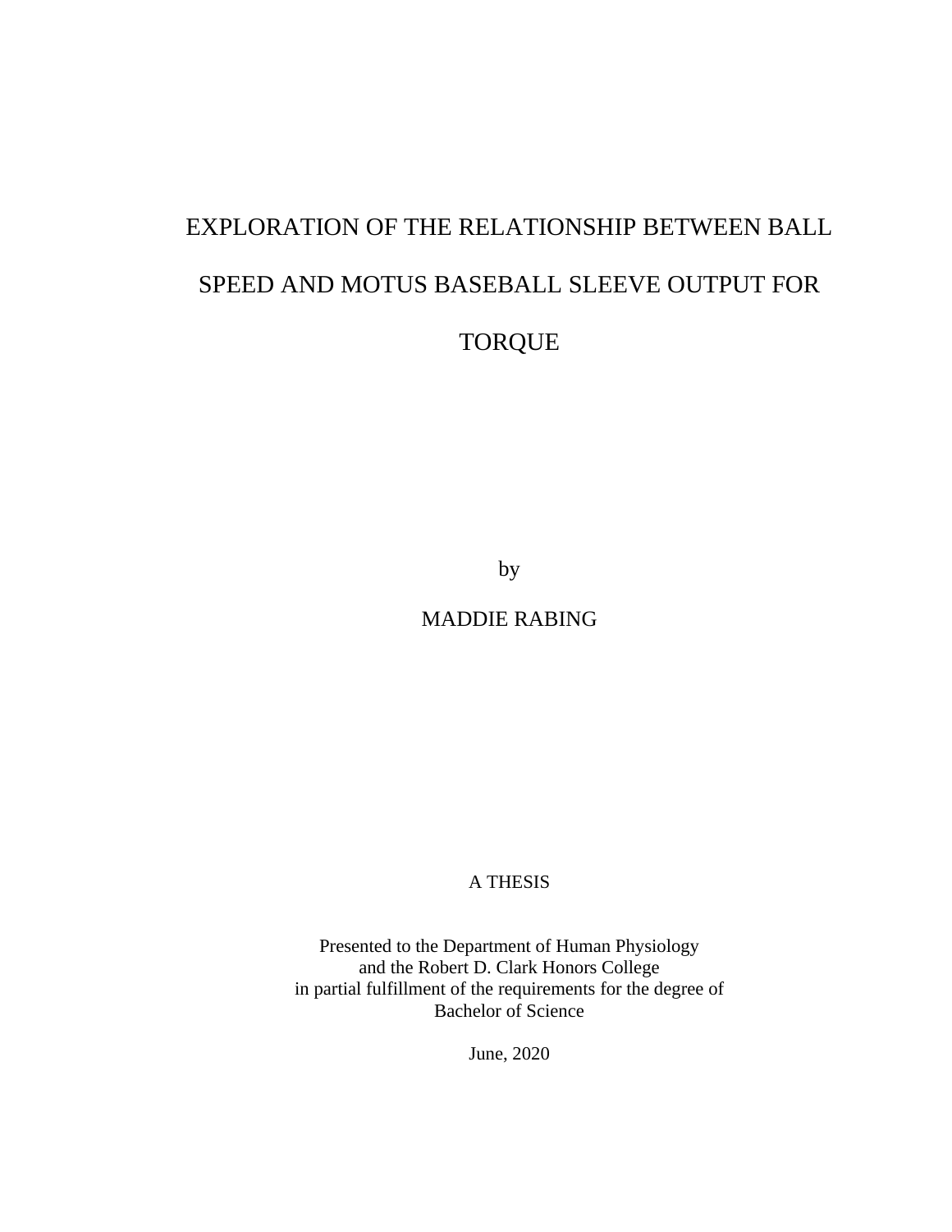# EXPLORATION OF THE RELATIONSHIP BETWEEN BALL SPEED AND MOTUS BASEBALL SLEEVE OUTPUT FOR TORQUE

by

MADDIE RABING

A THESIS

Presented to the Department of Human Physiology
and the Robert D. Clark Honors College
in partial fulfillment of the requirements for the degree of
Bachelor of Science

June, 2020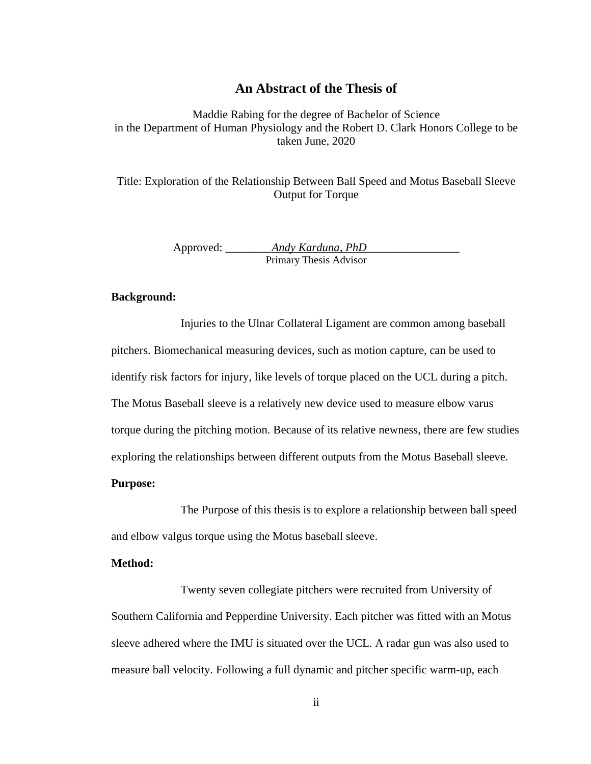# An Abstract of the Thesis of

Maddie Rabing for the degree of Bachelor of Science
in the Department of Human Physiology and the Robert D. Clark Honors College to be taken June, 2020

Title: Exploration of the Relationship Between Ball Speed and Motus Baseball Sleeve Output for Torque

Approved: ________*Andy Karduna, PhD*________________
Primary Thesis Advisor

**Background:**

Injuries to the Ulnar Collateral Ligament are common among baseball pitchers. Biomechanical measuring devices, such as motion capture, can be used to identify risk factors for injury, like levels of torque placed on the UCL during a pitch. The Motus Baseball sleeve is a relatively new device used to measure elbow varus torque during the pitching motion. Because of its relative newness, there are few studies exploring the relationships between different outputs from the Motus Baseball sleeve.

**Purpose:**

The Purpose of this thesis is to explore a relationship between ball speed and elbow valgus torque using the Motus baseball sleeve.

**Method:**

Twenty seven collegiate pitchers were recruited from University of Southern California and Pepperdine University. Each pitcher was fitted with an Motus sleeve adhered where the IMU is situated over the UCL. A radar gun was also used to measure ball velocity. Following a full dynamic and pitcher specific warm-up, each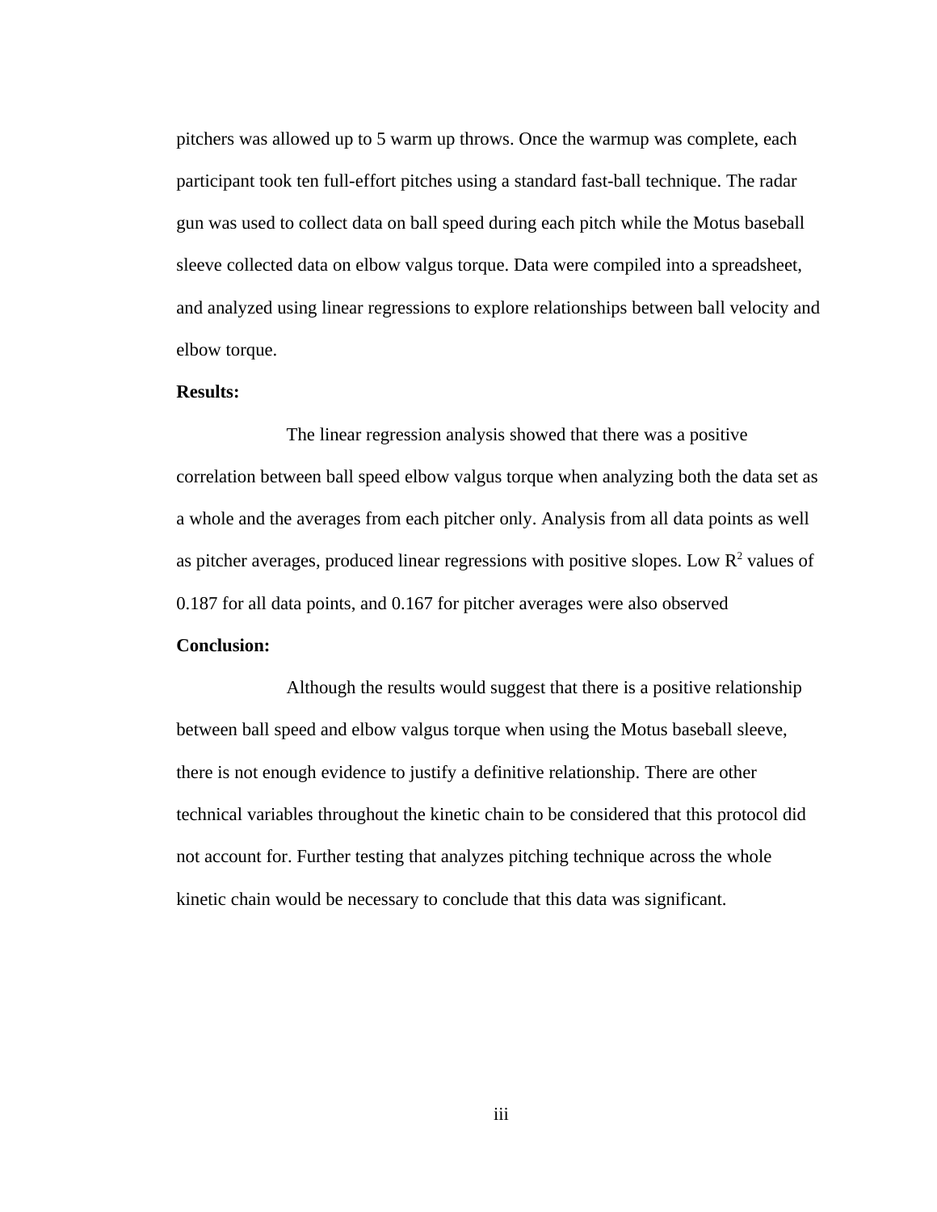pitchers was allowed up to 5 warm up throws. Once the warmup was complete, each participant took ten full-effort pitches using a standard fast-ball technique. The radar gun was used to collect data on ball speed during each pitch while the Motus baseball sleeve collected data on elbow valgus torque. Data were compiled into a spreadsheet, and analyzed using linear regressions to explore relationships between ball velocity and elbow torque.

**Results:**

The linear regression analysis showed that there was a positive correlation between ball speed elbow valgus torque when analyzing both the data set as a whole and the averages from each pitcher only. Analysis from all data points as well as pitcher averages, produced linear regressions with positive slopes. Low $R^2$ values of 0.187 for all data points, and 0.167 for pitcher averages were also observed

**Conclusion:**

Although the results would suggest that there is a positive relationship between ball speed and elbow valgus torque when using the Motus baseball sleeve, there is not enough evidence to justify a definitive relationship. There are other technical variables throughout the kinetic chain to be considered that this protocol did not account for. Further testing that analyzes pitching technique across the whole kinetic chain would be necessary to conclude that this data was significant.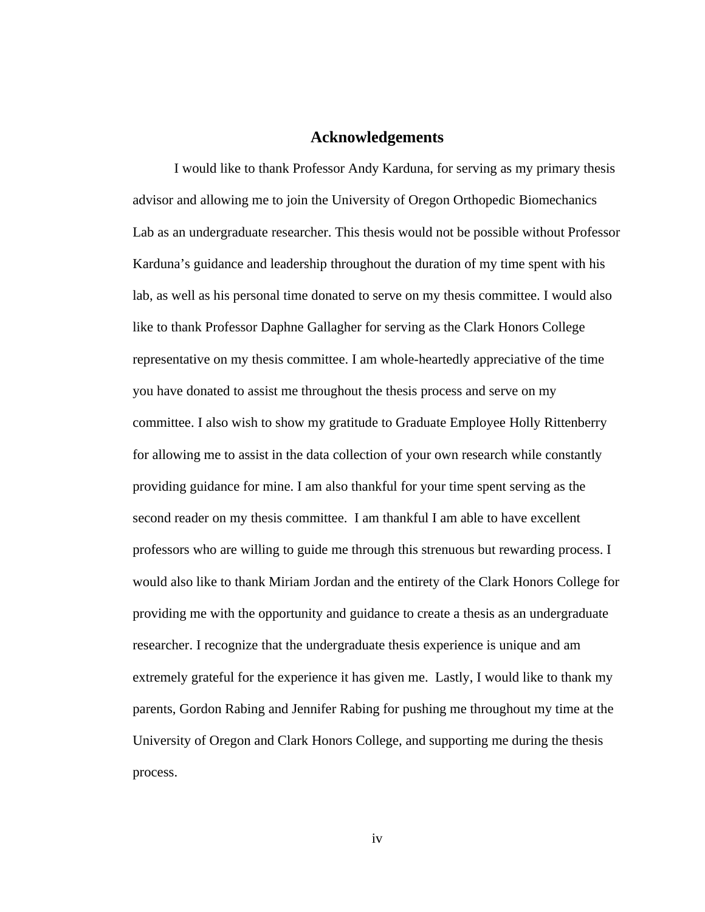# Acknowledgements

I would like to thank Professor Andy Karduna, for serving as my primary thesis advisor and allowing me to join the University of Oregon Orthopedic Biomechanics Lab as an undergraduate researcher. This thesis would not be possible without Professor Karduna's guidance and leadership throughout the duration of my time spent with his lab, as well as his personal time donated to serve on my thesis committee. I would also like to thank Professor Daphne Gallagher for serving as the Clark Honors College representative on my thesis committee. I am whole-heartedly appreciative of the time you have donated to assist me throughout the thesis process and serve on my committee. I also wish to show my gratitude to Graduate Employee Holly Rittenberry for allowing me to assist in the data collection of your own research while constantly providing guidance for mine. I am also thankful for your time spent serving as the second reader on my thesis committee. I am thankful I am able to have excellent professors who are willing to guide me through this strenuous but rewarding process. I would also like to thank Miriam Jordan and the entirety of the Clark Honors College for providing me with the opportunity and guidance to create a thesis as an undergraduate researcher. I recognize that the undergraduate thesis experience is unique and am extremely grateful for the experience it has given me. Lastly, I would like to thank my parents, Gordon Rabing and Jennifer Rabing for pushing me throughout my time at the University of Oregon and Clark Honors College, and supporting me during the thesis process.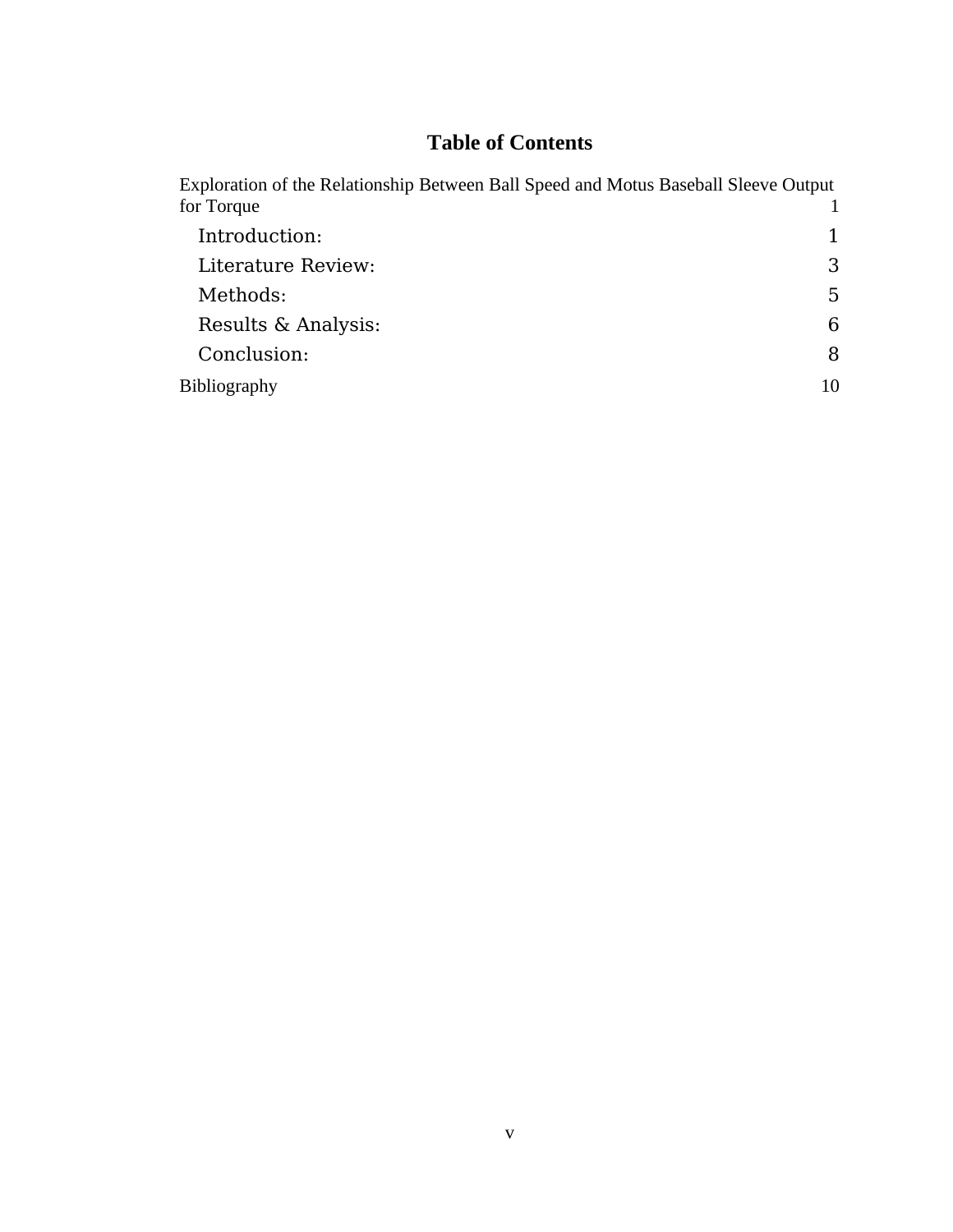# Table of Contents

Exploration of the Relationship Between Ball Speed and Motus Baseball Sleeve Output for Torque 1

- Introduction: 1
- Literature Review: 3
- Methods: 5
- Results & Analysis: 6
- Conclusion: 8

Bibliography 10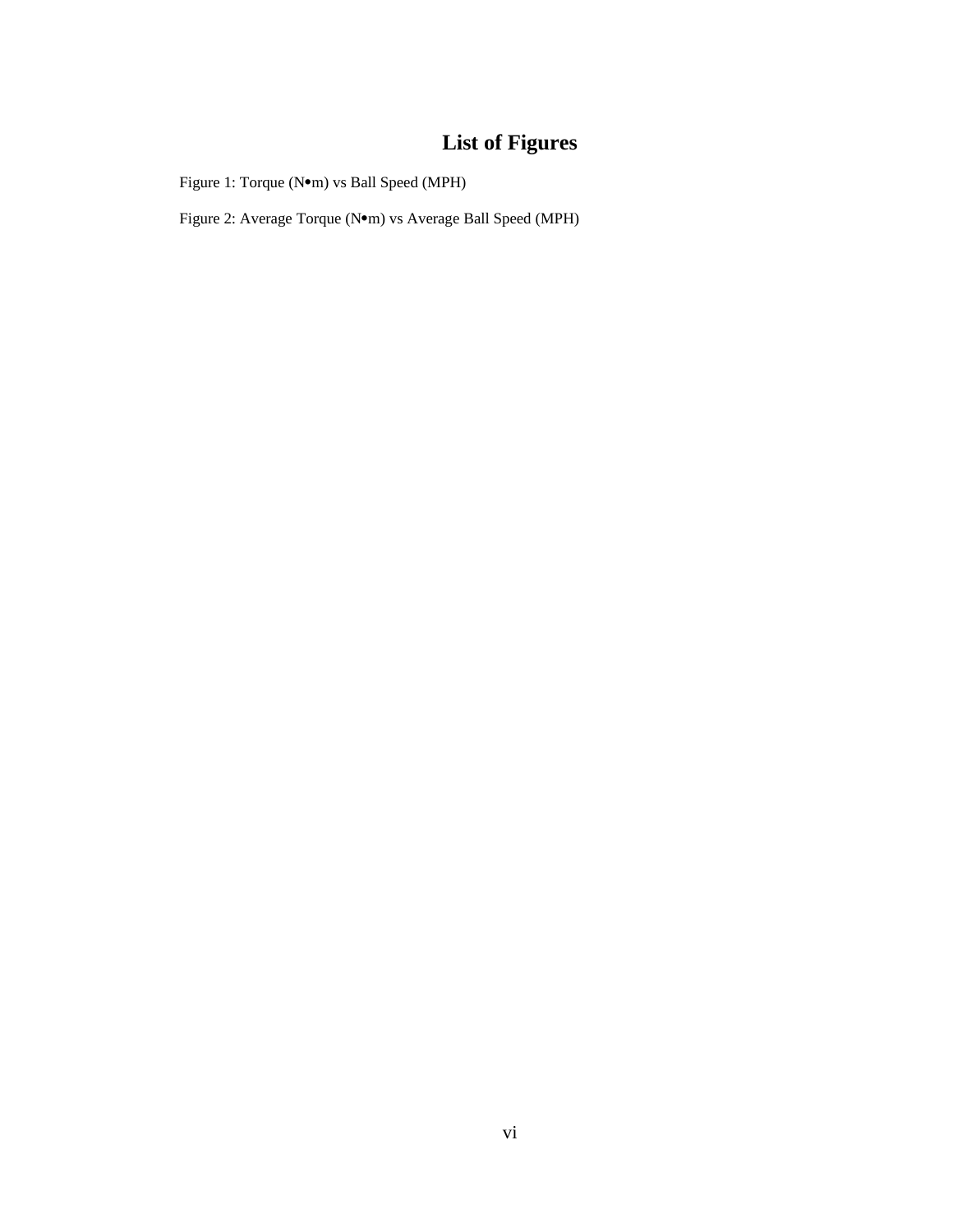# List of Figures

Figure 1: Torque (N•m) vs Ball Speed (MPH)

Figure 2: Average Torque (N•m) vs Average Ball Speed (MPH)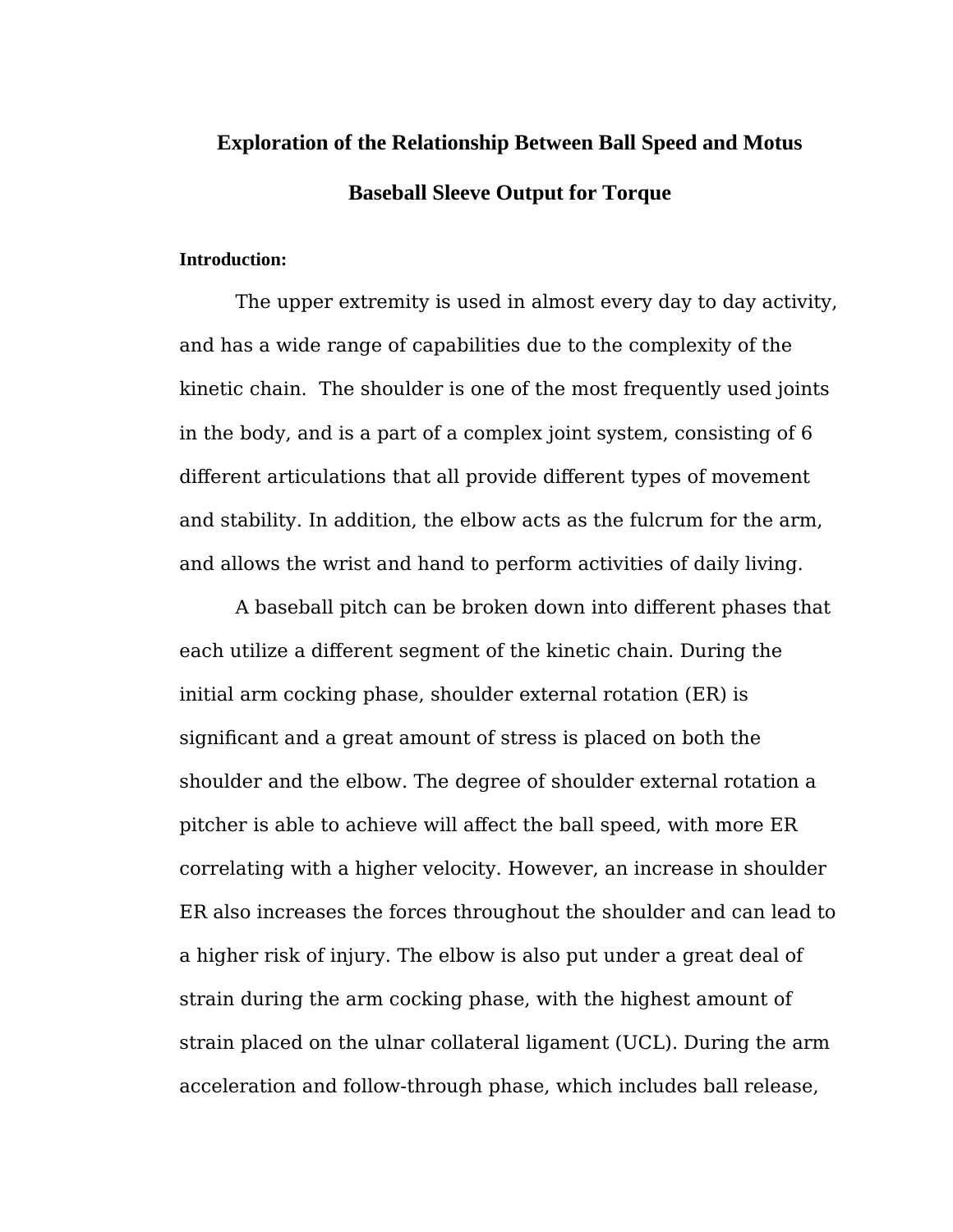# Exploration of the Relationship Between Ball Speed and Motus Baseball Sleeve Output for Torque

**Introduction:**

The upper extremity is used in almost every day to day activity, and has a wide range of capabilities due to the complexity of the kinetic chain.  The shoulder is one of the most frequently used joints in the body, and is a part of a complex joint system, consisting of 6 different articulations that all provide different types of movement and stability. In addition, the elbow acts as the fulcrum for the arm, and allows the wrist and hand to perform activities of daily living.

A baseball pitch can be broken down into different phases that each utilize a different segment of the kinetic chain. During the initial arm cocking phase, shoulder external rotation (ER) is significant and a great amount of stress is placed on both the shoulder and the elbow. The degree of shoulder external rotation a pitcher is able to achieve will affect the ball speed, with more ER correlating with a higher velocity. However, an increase in shoulder ER also increases the forces throughout the shoulder and can lead to a higher risk of injury. The elbow is also put under a great deal of strain during the arm cocking phase, with the highest amount of strain placed on the ulnar collateral ligament (UCL). During the arm acceleration and follow-through phase, which includes ball release,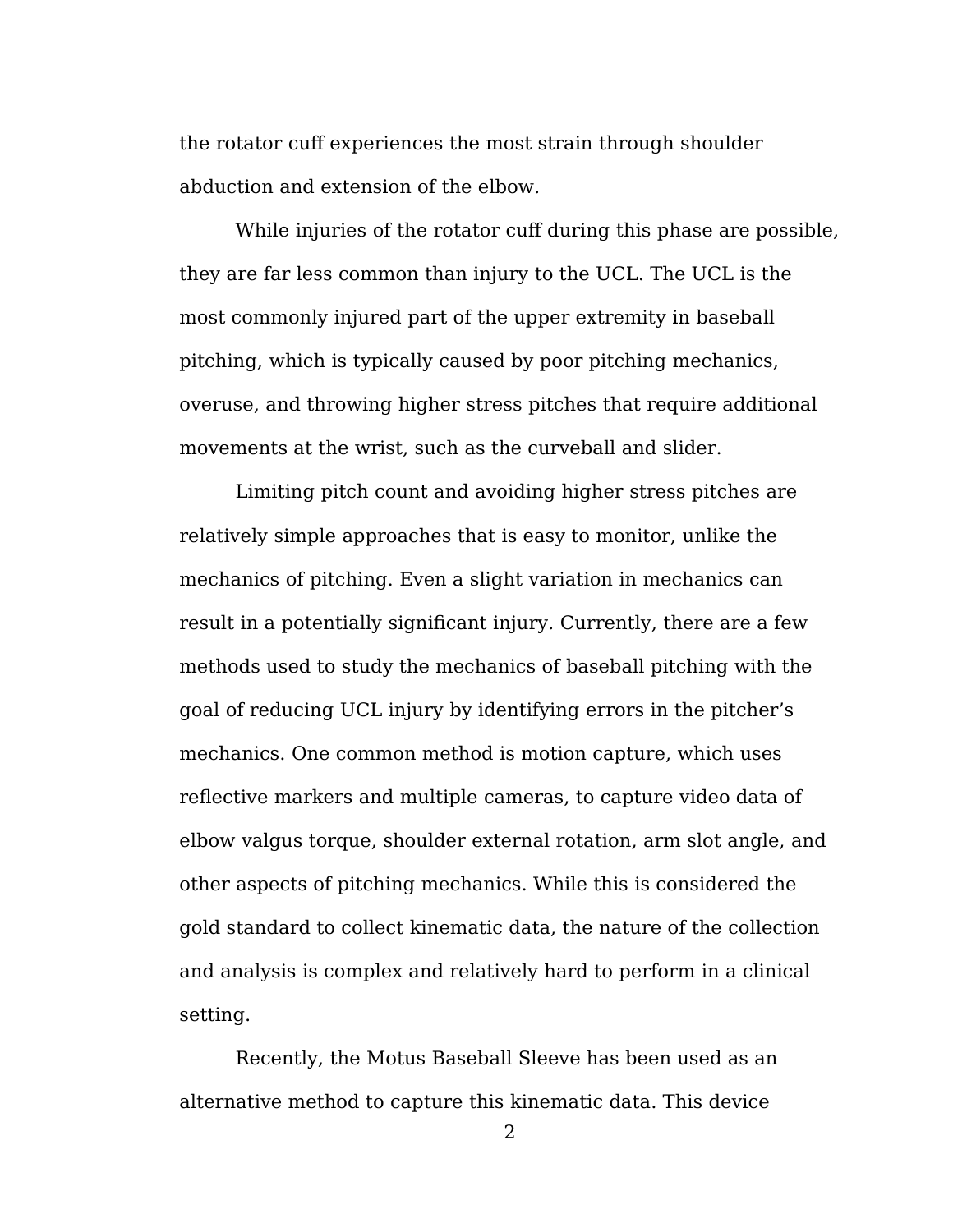the rotator cuff experiences the most strain through shoulder abduction and extension of the elbow.

While injuries of the rotator cuff during this phase are possible, they are far less common than injury to the UCL. The UCL is the most commonly injured part of the upper extremity in baseball pitching, which is typically caused by poor pitching mechanics, overuse, and throwing higher stress pitches that require additional movements at the wrist, such as the curveball and slider.

Limiting pitch count and avoiding higher stress pitches are relatively simple approaches that is easy to monitor, unlike the mechanics of pitching. Even a slight variation in mechanics can result in a potentially significant injury. Currently, there are a few methods used to study the mechanics of baseball pitching with the goal of reducing UCL injury by identifying errors in the pitcher's mechanics. One common method is motion capture, which uses reflective markers and multiple cameras, to capture video data of elbow valgus torque, shoulder external rotation, arm slot angle, and other aspects of pitching mechanics. While this is considered the gold standard to collect kinematic data, the nature of the collection and analysis is complex and relatively hard to perform in a clinical setting.

Recently, the Motus Baseball Sleeve has been used as an alternative method to capture this kinematic data. This device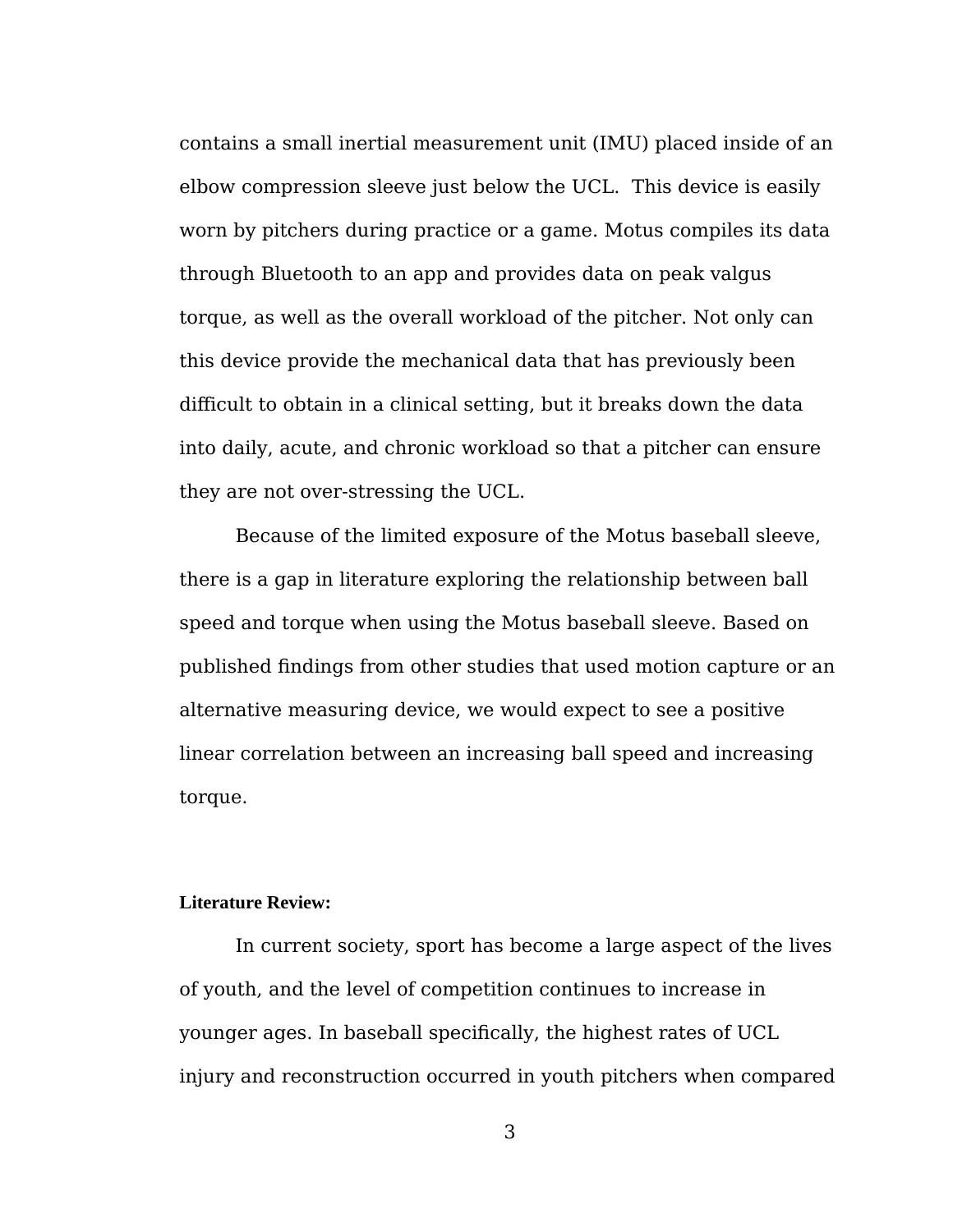contains a small inertial measurement unit (IMU) placed inside of an elbow compression sleeve just below the UCL.  This device is easily worn by pitchers during practice or a game. Motus compiles its data through Bluetooth to an app and provides data on peak valgus torque, as well as the overall workload of the pitcher. Not only can this device provide the mechanical data that has previously been difficult to obtain in a clinical setting, but it breaks down the data into daily, acute, and chronic workload so that a pitcher can ensure they are not over-stressing the UCL.

Because of the limited exposure of the Motus baseball sleeve, there is a gap in literature exploring the relationship between ball speed and torque when using the Motus baseball sleeve. Based on published findings from other studies that used motion capture or an alternative measuring device, we would expect to see a positive linear correlation between an increasing ball speed and increasing torque.

**Literature Review:**

In current society, sport has become a large aspect of the lives of youth, and the level of competition continues to increase in younger ages. In baseball specifically, the highest rates of UCL injury and reconstruction occurred in youth pitchers when compared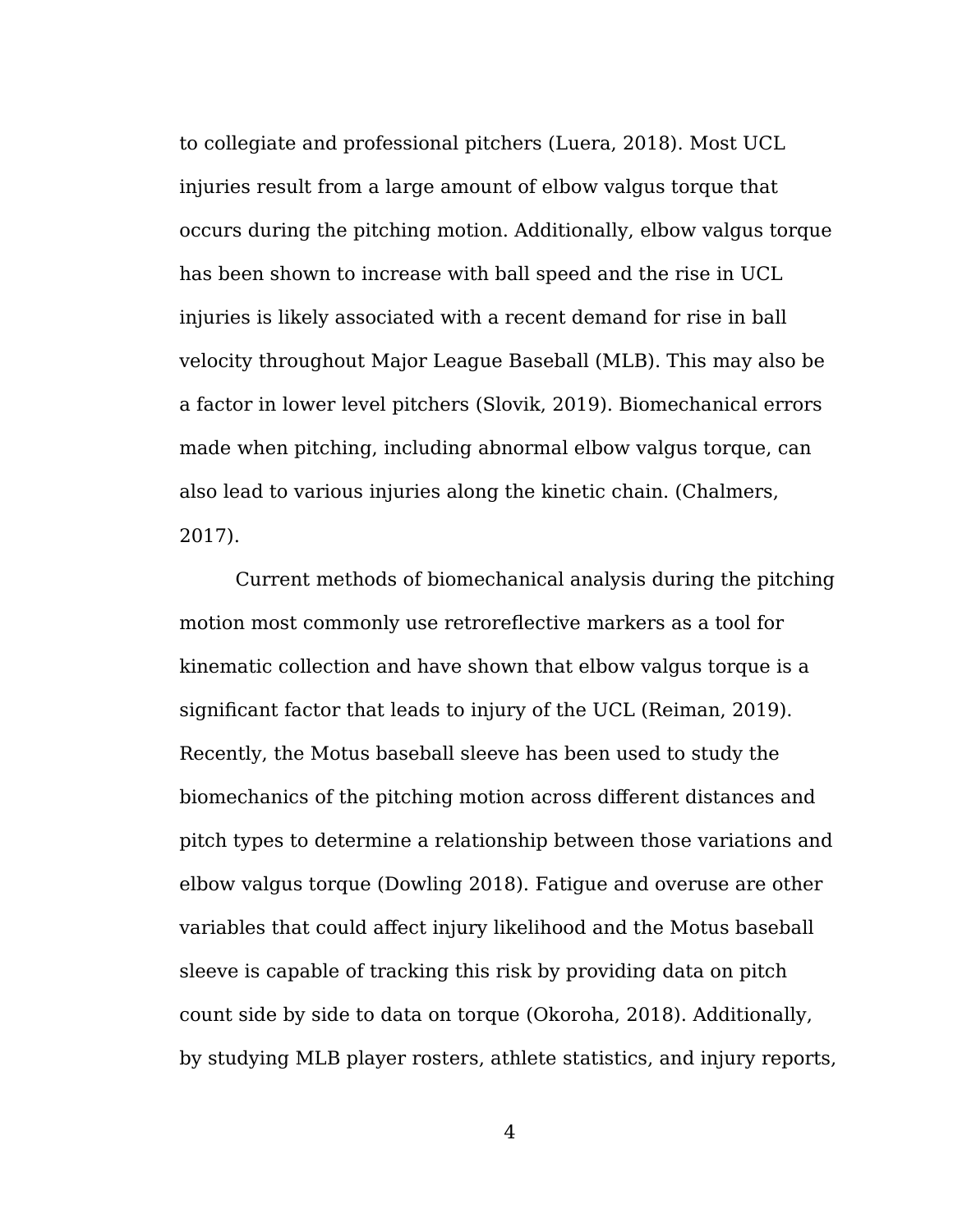to collegiate and professional pitchers (Luera, 2018). Most UCL injuries result from a large amount of elbow valgus torque that occurs during the pitching motion. Additionally, elbow valgus torque has been shown to increase with ball speed and the rise in UCL injuries is likely associated with a recent demand for rise in ball velocity throughout Major League Baseball (MLB). This may also be a factor in lower level pitchers (Slovik, 2019). Biomechanical errors made when pitching, including abnormal elbow valgus torque, can also lead to various injuries along the kinetic chain. (Chalmers, 2017).

Current methods of biomechanical analysis during the pitching motion most commonly use retroreflective markers as a tool for kinematic collection and have shown that elbow valgus torque is a significant factor that leads to injury of the UCL (Reiman, 2019). Recently, the Motus baseball sleeve has been used to study the biomechanics of the pitching motion across different distances and pitch types to determine a relationship between those variations and elbow valgus torque (Dowling 2018). Fatigue and overuse are other variables that could affect injury likelihood and the Motus baseball sleeve is capable of tracking this risk by providing data on pitch count side by side to data on torque (Okoroha, 2018). Additionally, by studying MLB player rosters, athlete statistics, and injury reports,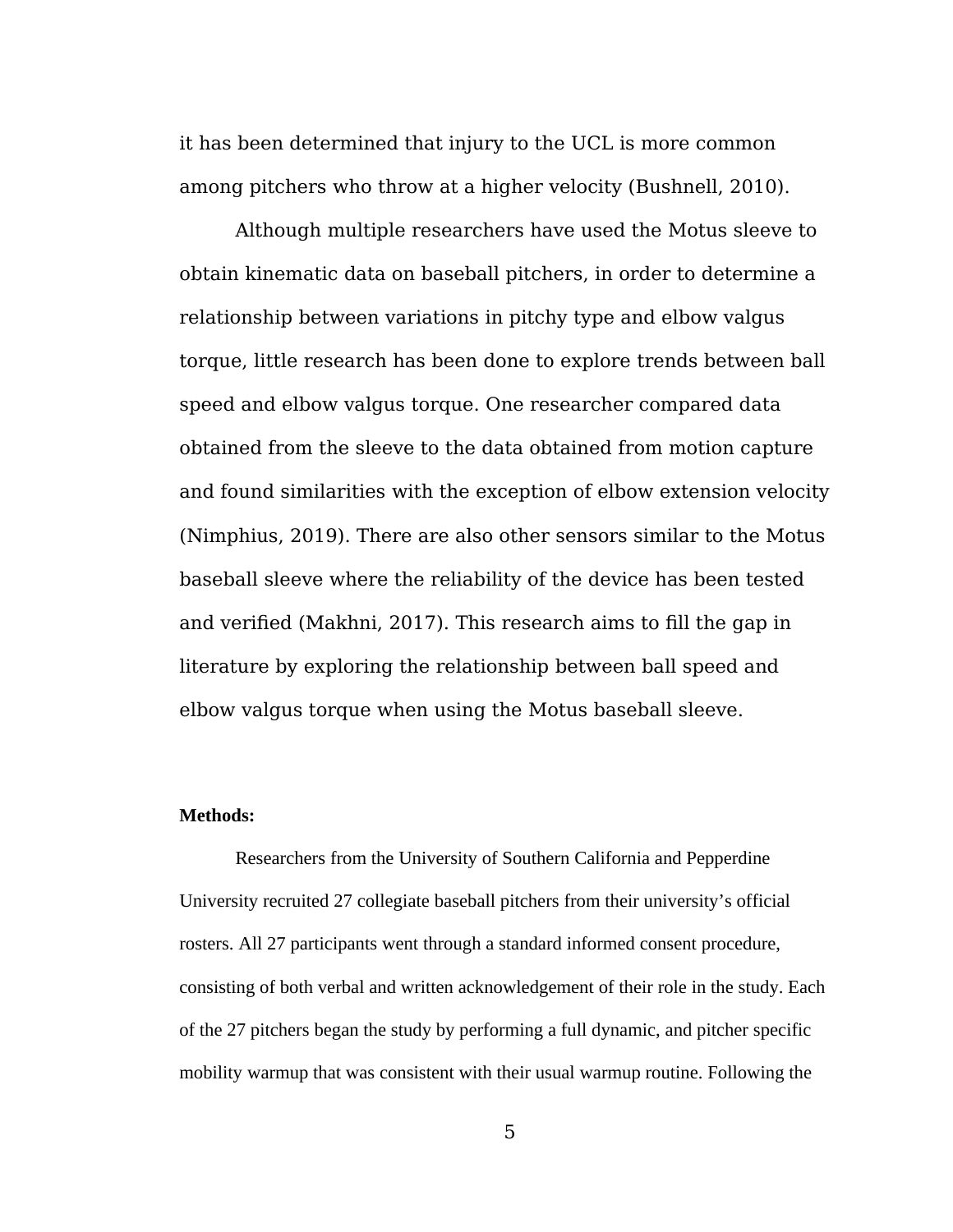it has been determined that injury to the UCL is more common among pitchers who throw at a higher velocity (Bushnell, 2010).

Although multiple researchers have used the Motus sleeve to obtain kinematic data on baseball pitchers, in order to determine a relationship between variations in pitchy type and elbow valgus torque, little research has been done to explore trends between ball speed and elbow valgus torque. One researcher compared data obtained from the sleeve to the data obtained from motion capture and found similarities with the exception of elbow extension velocity (Nimphius, 2019). There are also other sensors similar to the Motus baseball sleeve where the reliability of the device has been tested and verified (Makhni, 2017). This research aims to fill the gap in literature by exploring the relationship between ball speed and elbow valgus torque when using the Motus baseball sleeve.

**Methods:**

Researchers from the University of Southern California and Pepperdine University recruited 27 collegiate baseball pitchers from their university's official rosters. All 27 participants went through a standard informed consent procedure, consisting of both verbal and written acknowledgement of their role in the study. Each of the 27 pitchers began the study by performing a full dynamic, and pitcher specific mobility warmup that was consistent with their usual warmup routine. Following the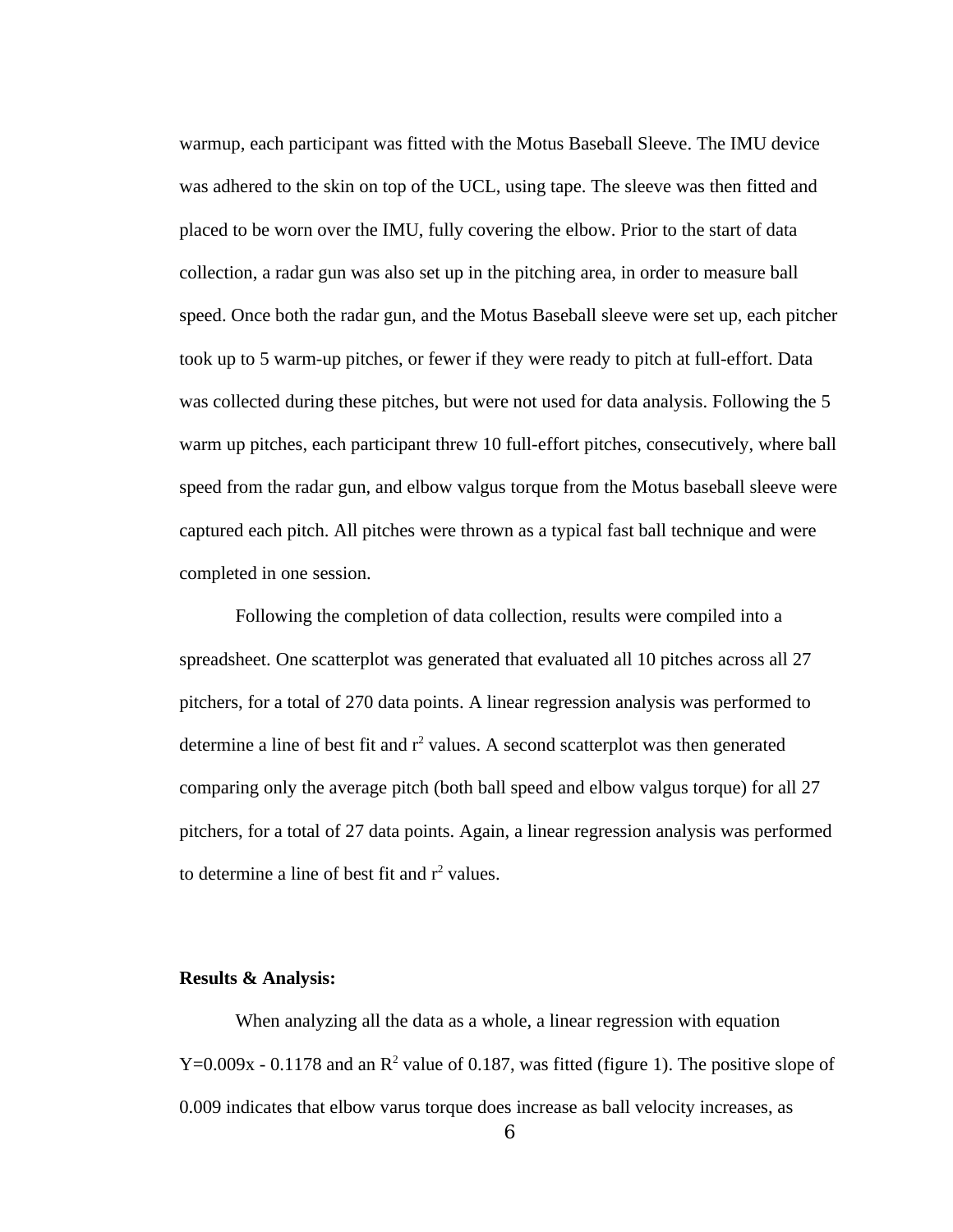warmup, each participant was fitted with the Motus Baseball Sleeve. The IMU device was adhered to the skin on top of the UCL, using tape. The sleeve was then fitted and placed to be worn over the IMU, fully covering the elbow. Prior to the start of data collection, a radar gun was also set up in the pitching area, in order to measure ball speed. Once both the radar gun, and the Motus Baseball sleeve were set up, each pitcher took up to 5 warm-up pitches, or fewer if they were ready to pitch at full-effort. Data was collected during these pitches, but were not used for data analysis. Following the 5 warm up pitches, each participant threw 10 full-effort pitches, consecutively, where ball speed from the radar gun, and elbow valgus torque from the Motus baseball sleeve were captured each pitch. All pitches were thrown as a typical fast ball technique and were completed in one session.

Following the completion of data collection, results were compiled into a spreadsheet. One scatterplot was generated that evaluated all 10 pitches across all 27 pitchers, for a total of 270 data points. A linear regression analysis was performed to determine a line of best fit and $r^2$ values. A second scatterplot was then generated comparing only the average pitch (both ball speed and elbow valgus torque) for all 27 pitchers, for a total of 27 data points. Again, a linear regression analysis was performed to determine a line of best fit and $r^2$ values.

**Results & Analysis:**

When analyzing all the data as a whole, a linear regression with equation $Y=0.009x - 0.1178$ and an $R^2$ value of 0.187, was fitted (figure 1). The positive slope of 0.009 indicates that elbow varus torque does increase as ball velocity increases, as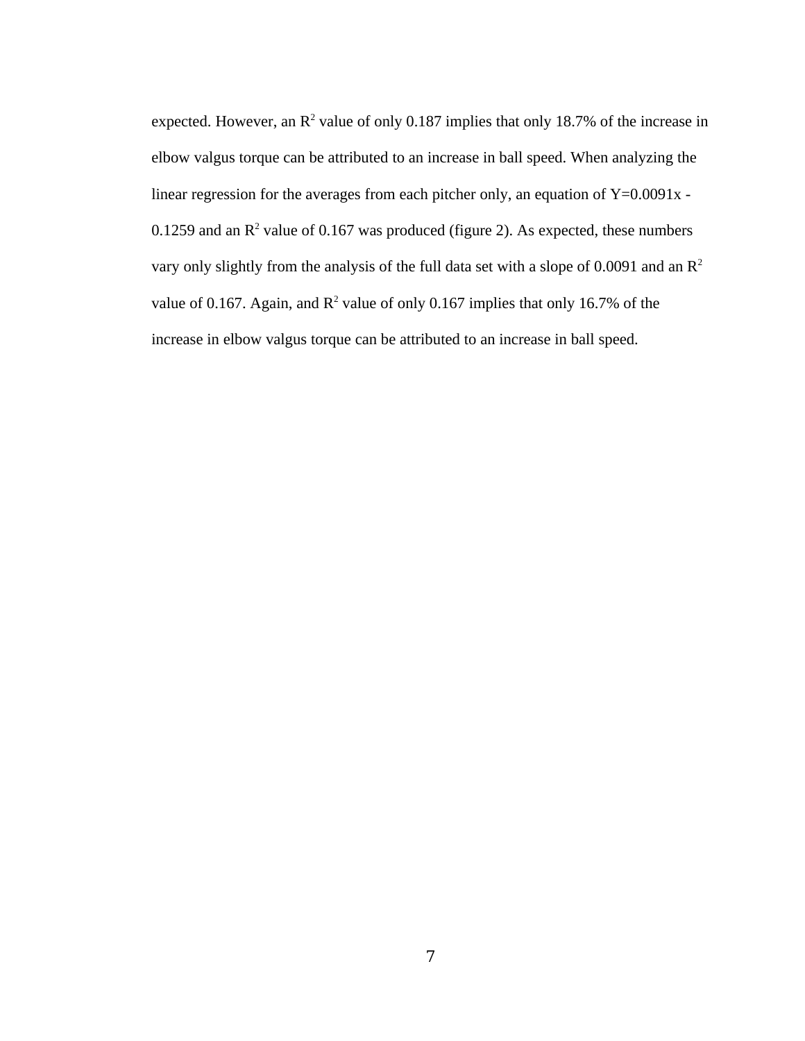expected. However, an $R^2$ value of only 0.187 implies that only 18.7% of the increase in elbow valgus torque can be attributed to an increase in ball speed. When analyzing the linear regression for the averages from each pitcher only, an equation of $Y=0.0091x - 0.1259$ and an $R^2$ value of 0.167 was produced (figure 2). As expected, these numbers vary only slightly from the analysis of the full data set with a slope of 0.0091 and an $R^2$ value of 0.167. Again, and $R^2$ value of only 0.167 implies that only 16.7% of the increase in elbow valgus torque can be attributed to an increase in ball speed.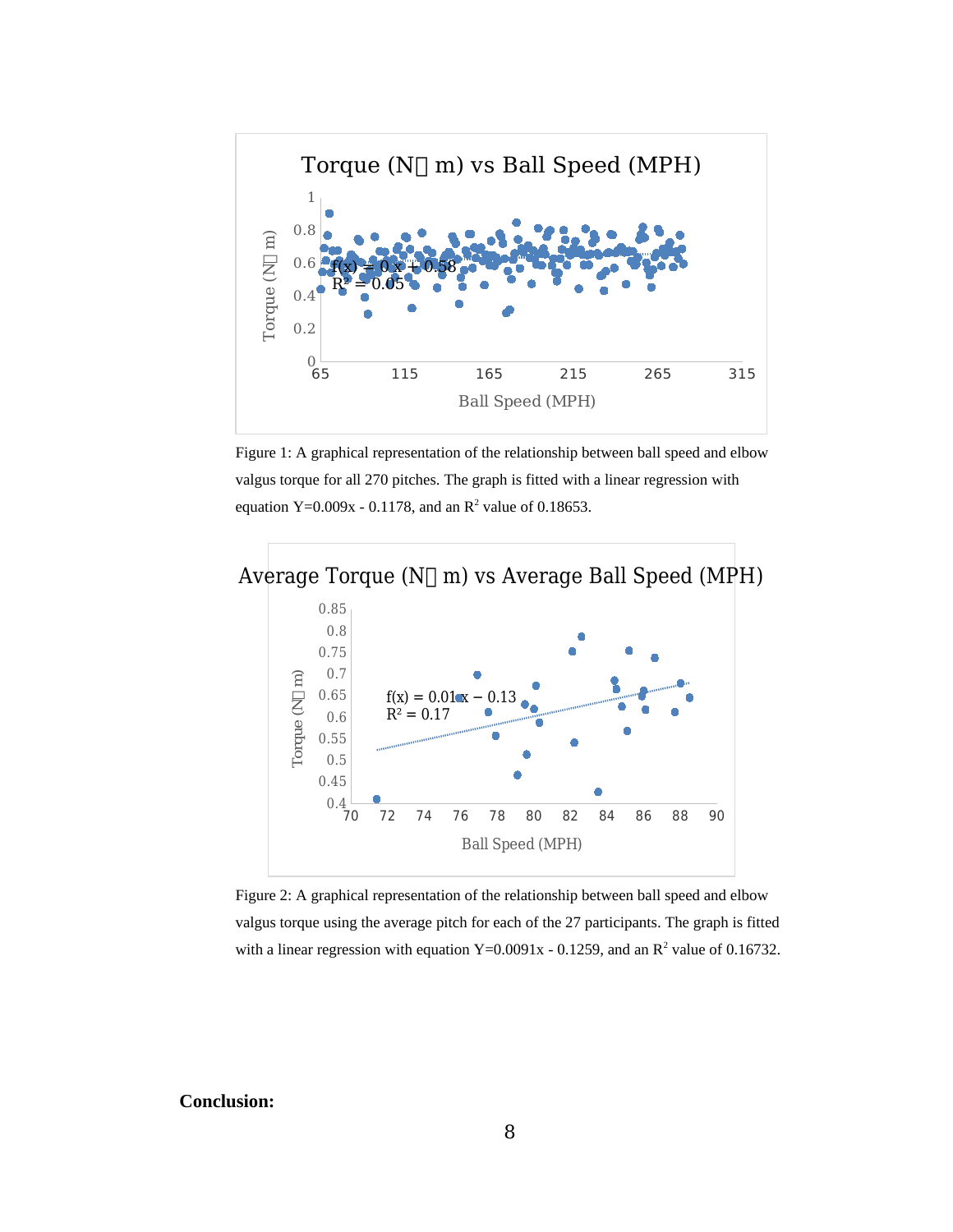Figure 1: A graphical representation of the relationship between ball speed and elbow valgus torque for all 270 pitches. The graph is fitted with a linear regression with equation Y=0.009x - 0.1178, and an $R^2$ value of 0.18653.

Figure 2: A graphical representation of the relationship between ball speed and elbow valgus torque using the average pitch for each of the 27 participants. The graph is fitted with a linear regression with equation Y=0.0091x - 0.1259, and an $R^2$ value of 0.16732.

**Conclusion:**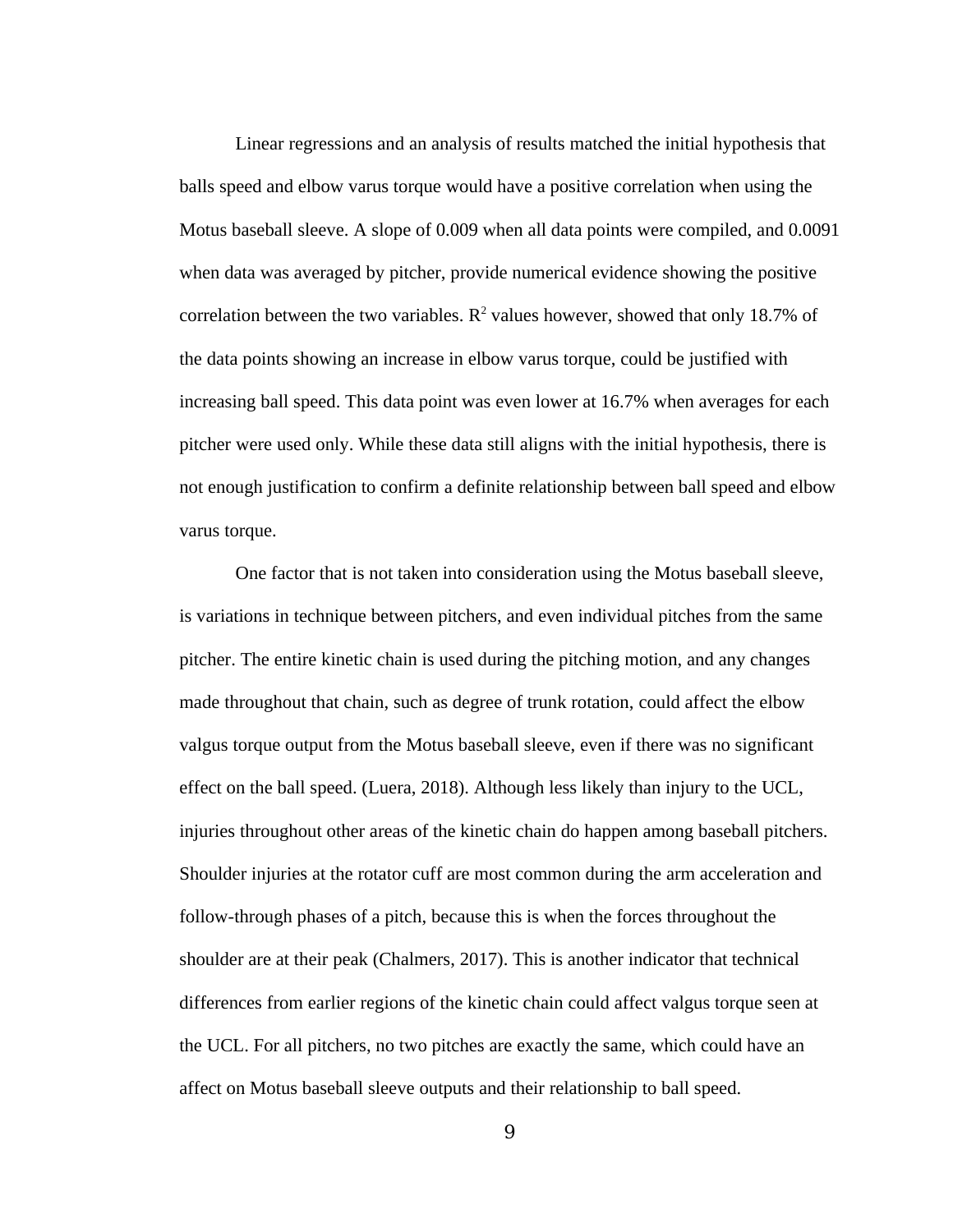Linear regressions and an analysis of results matched the initial hypothesis that balls speed and elbow varus torque would have a positive correlation when using the Motus baseball sleeve. A slope of 0.009 when all data points were compiled, and 0.0091 when data was averaged by pitcher, provide numerical evidence showing the positive correlation between the two variables. $R^2$ values however, showed that only 18.7% of the data points showing an increase in elbow varus torque, could be justified with increasing ball speed. This data point was even lower at 16.7% when averages for each pitcher were used only. While these data still aligns with the initial hypothesis, there is not enough justification to confirm a definite relationship between ball speed and elbow varus torque.

One factor that is not taken into consideration using the Motus baseball sleeve, is variations in technique between pitchers, and even individual pitches from the same pitcher. The entire kinetic chain is used during the pitching motion, and any changes made throughout that chain, such as degree of trunk rotation, could affect the elbow valgus torque output from the Motus baseball sleeve, even if there was no significant effect on the ball speed. (Luera, 2018). Although less likely than injury to the UCL, injuries throughout other areas of the kinetic chain do happen among baseball pitchers. Shoulder injuries at the rotator cuff are most common during the arm acceleration and follow-through phases of a pitch, because this is when the forces throughout the shoulder are at their peak (Chalmers, 2017). This is another indicator that technical differences from earlier regions of the kinetic chain could affect valgus torque seen at the UCL. For all pitchers, no two pitches are exactly the same, which could have an affect on Motus baseball sleeve outputs and their relationship to ball speed.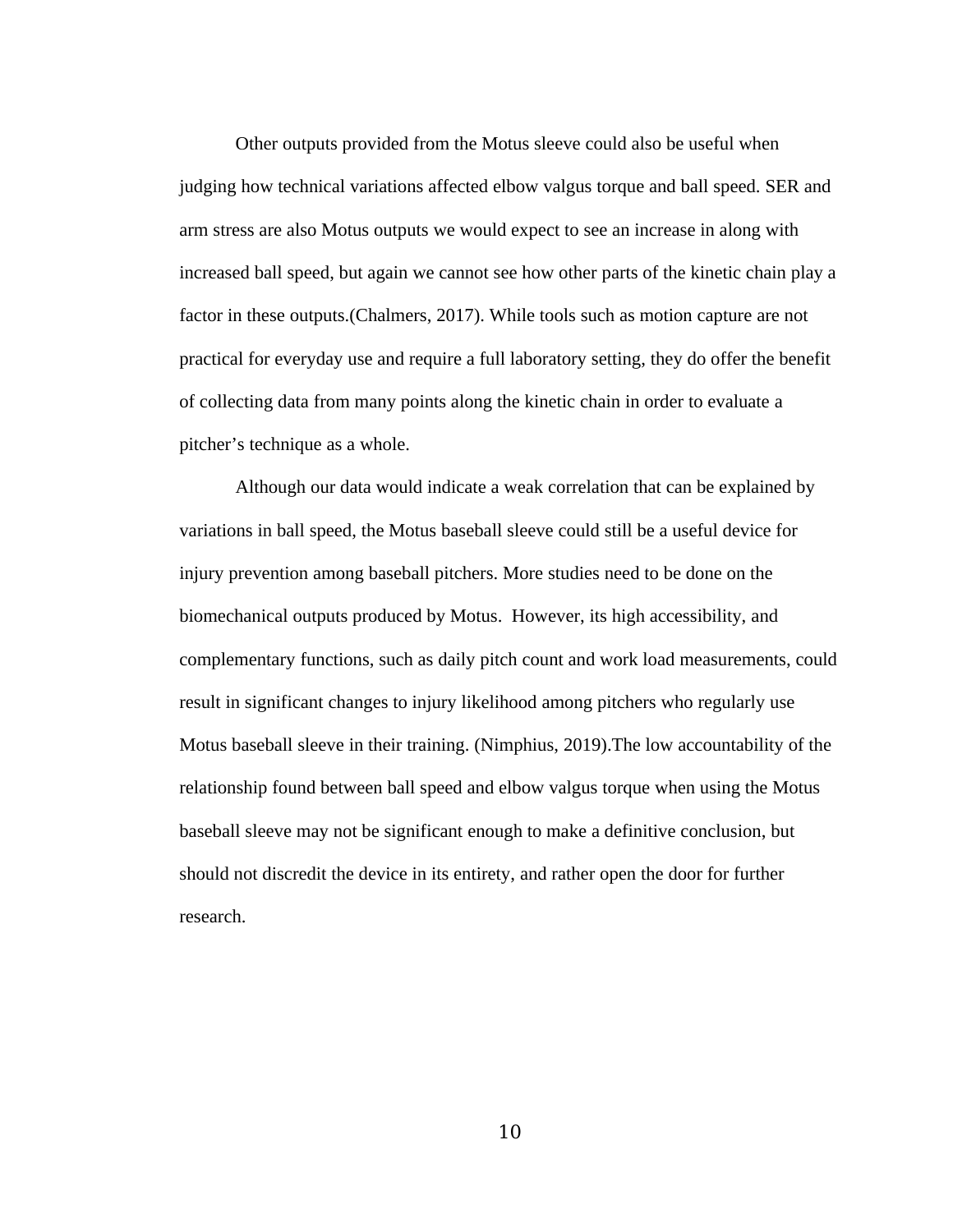Other outputs provided from the Motus sleeve could also be useful when judging how technical variations affected elbow valgus torque and ball speed. SER and arm stress are also Motus outputs we would expect to see an increase in along with increased ball speed, but again we cannot see how other parts of the kinetic chain play a factor in these outputs.(Chalmers, 2017). While tools such as motion capture are not practical for everyday use and require a full laboratory setting, they do offer the benefit of collecting data from many points along the kinetic chain in order to evaluate a pitcher's technique as a whole.

Although our data would indicate a weak correlation that can be explained by variations in ball speed, the Motus baseball sleeve could still be a useful device for injury prevention among baseball pitchers. More studies need to be done on the biomechanical outputs produced by Motus. However, its high accessibility, and complementary functions, such as daily pitch count and work load measurements, could result in significant changes to injury likelihood among pitchers who regularly use Motus baseball sleeve in their training. (Nimphius, 2019).The low accountability of the relationship found between ball speed and elbow valgus torque when using the Motus baseball sleeve may not be significant enough to make a definitive conclusion, but should not discredit the device in its entirety, and rather open the door for further research.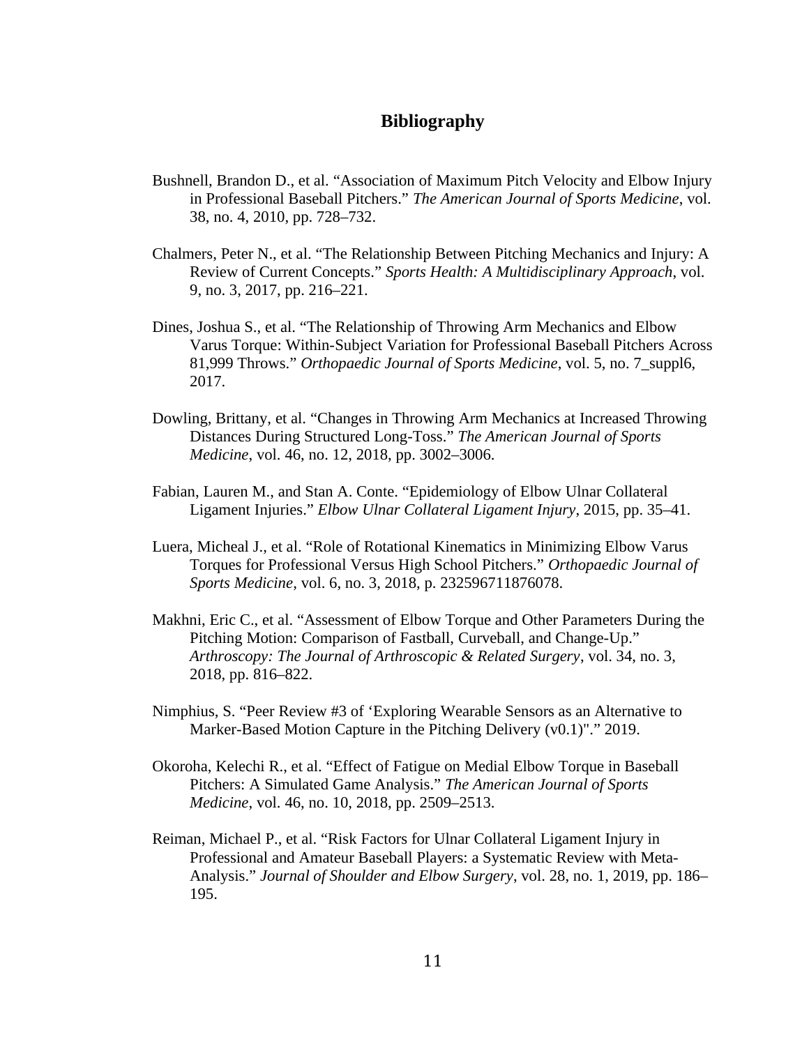# Bibliography

Bushnell, Brandon D., et al. "Association of Maximum Pitch Velocity and Elbow Injury in Professional Baseball Pitchers." *The American Journal of Sports Medicine*, vol. 38, no. 4, 2010, pp. 728–732.

Chalmers, Peter N., et al. "The Relationship Between Pitching Mechanics and Injury: A Review of Current Concepts." *Sports Health: A Multidisciplinary Approach*, vol. 9, no. 3, 2017, pp. 216–221.

Dines, Joshua S., et al. "The Relationship of Throwing Arm Mechanics and Elbow Varus Torque: Within-Subject Variation for Professional Baseball Pitchers Across 81,999 Throws." *Orthopaedic Journal of Sports Medicine*, vol. 5, no. 7_suppl6, 2017.

Dowling, Brittany, et al. "Changes in Throwing Arm Mechanics at Increased Throwing Distances During Structured Long-Toss." *The American Journal of Sports Medicine*, vol. 46, no. 12, 2018, pp. 3002–3006.

Fabian, Lauren M., and Stan A. Conte. "Epidemiology of Elbow Ulnar Collateral Ligament Injuries." *Elbow Ulnar Collateral Ligament Injury*, 2015, pp. 35–41.

Luera, Micheal J., et al. "Role of Rotational Kinematics in Minimizing Elbow Varus Torques for Professional Versus High School Pitchers." *Orthopaedic Journal of Sports Medicine*, vol. 6, no. 3, 2018, p. 232596711876078.

Makhni, Eric C., et al. "Assessment of Elbow Torque and Other Parameters During the Pitching Motion: Comparison of Fastball, Curveball, and Change-Up." *Arthroscopy: The Journal of Arthroscopic & Related Surgery*, vol. 34, no. 3, 2018, pp. 816–822.

Nimphius, S. "Peer Review #3 of 'Exploring Wearable Sensors as an Alternative to Marker-Based Motion Capture in the Pitching Delivery (v0.1)"." 2019.

Okoroha, Kelechi R., et al. "Effect of Fatigue on Medial Elbow Torque in Baseball Pitchers: A Simulated Game Analysis." *The American Journal of Sports Medicine*, vol. 46, no. 10, 2018, pp. 2509–2513.

Reiman, Michael P., et al. "Risk Factors for Ulnar Collateral Ligament Injury in Professional and Amateur Baseball Players: a Systematic Review with Meta-Analysis." *Journal of Shoulder and Elbow Surgery*, vol. 28, no. 1, 2019, pp. 186–195.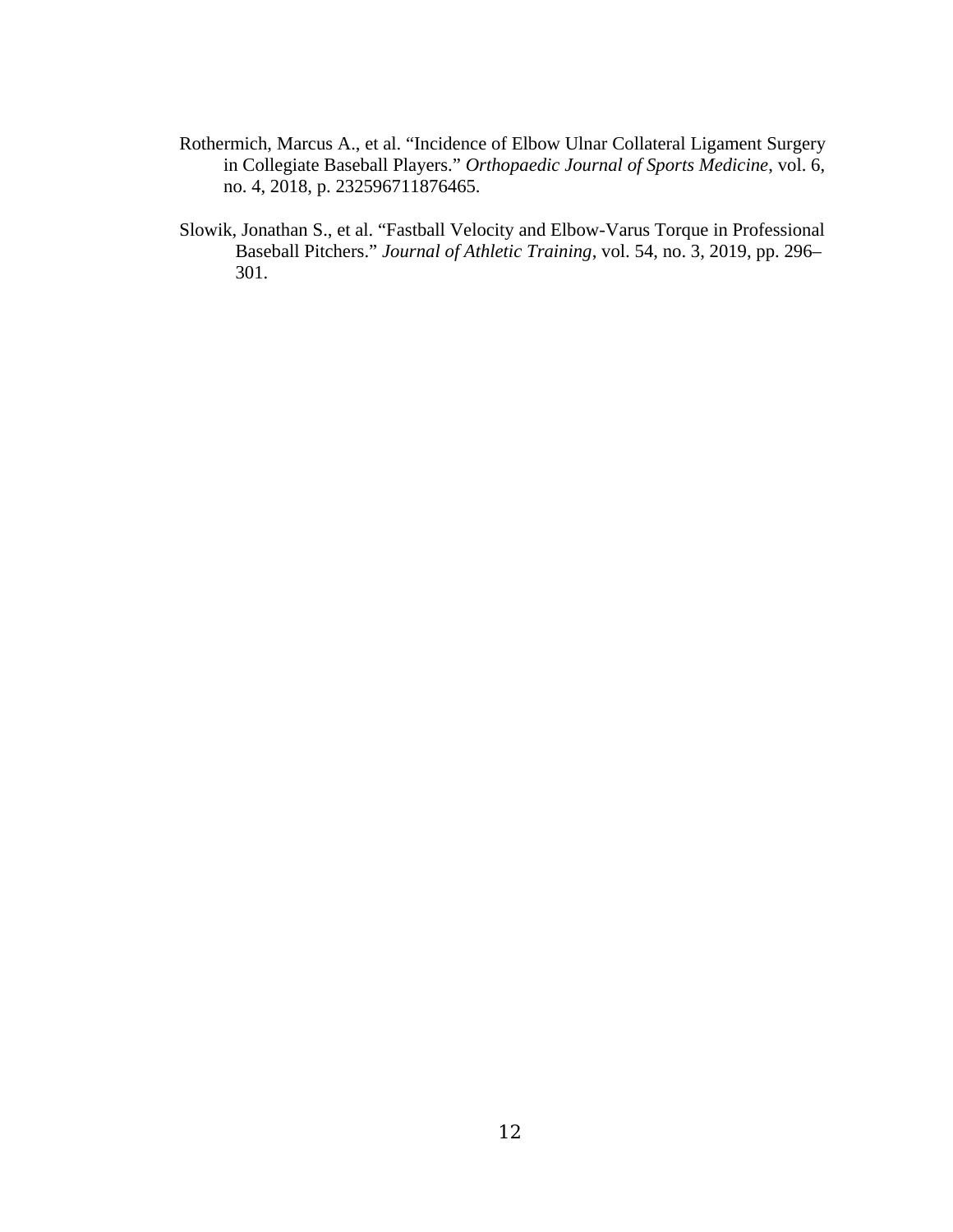Rothermich, Marcus A., et al. "Incidence of Elbow Ulnar Collateral Ligament Surgery in Collegiate Baseball Players." *Orthopaedic Journal of Sports Medicine*, vol. 6, no. 4, 2018, p. 232596711876465.

Slowik, Jonathan S., et al. "Fastball Velocity and Elbow-Varus Torque in Professional Baseball Pitchers." *Journal of Athletic Training*, vol. 54, no. 3, 2019, pp. 296–301.